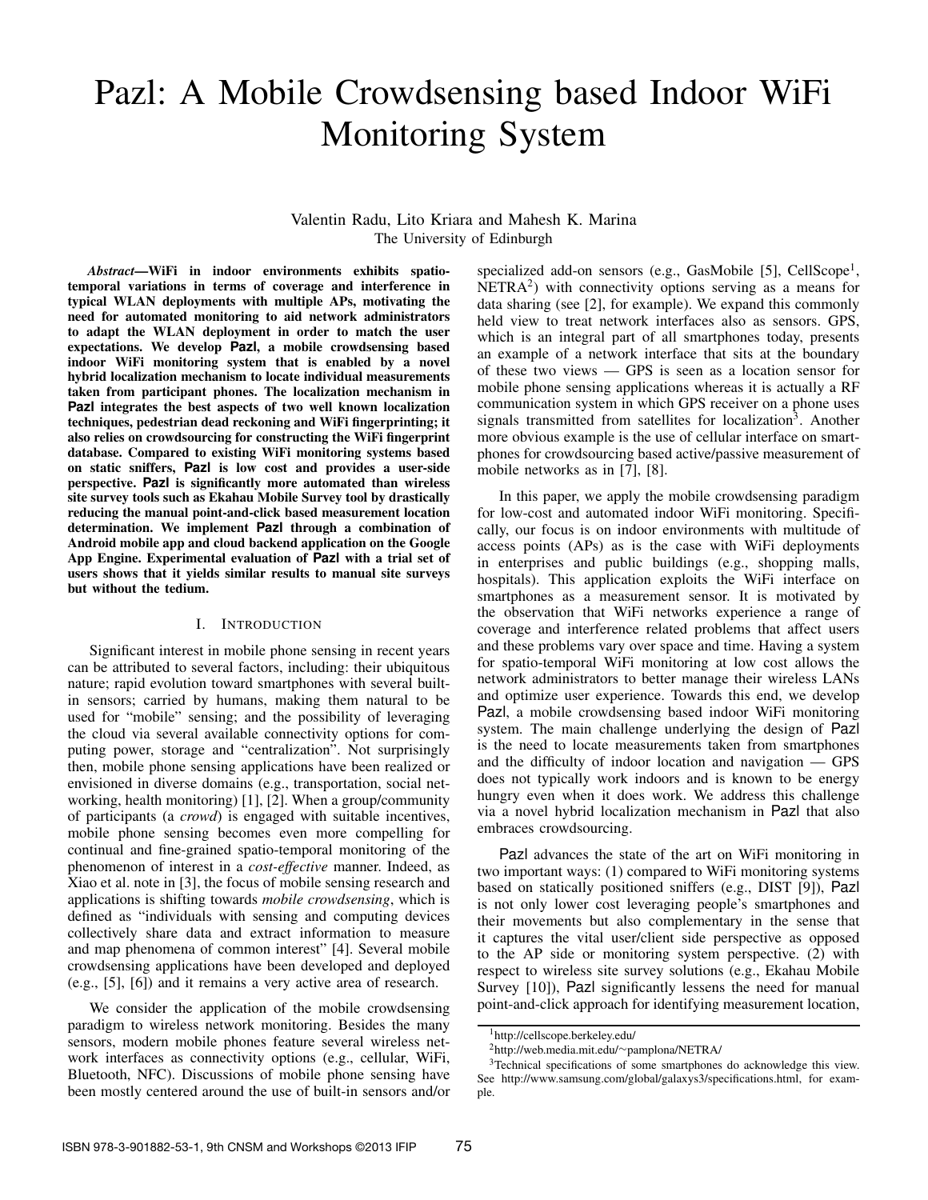# Pazl: A Mobile Crowdsensing based Indoor WiFi Monitoring System

Valentin Radu, Lito Kriara and Mahesh K. Marina
The University of Edinburgh

***Abstract*—WiFi in indoor environments exhibits spatio-temporal variations in terms of coverage and interference in typical WLAN deployments with multiple APs, motivating the need for automated monitoring to aid network administrators to adapt the WLAN deployment in order to match the user expectations. We develop Pazl, a mobile crowdsensing based indoor WiFi monitoring system that is enabled by a novel hybrid localization mechanism to locate individual measurements taken from participant phones. The localization mechanism in Pazl integrates the best aspects of two well known localization techniques, pedestrian dead reckoning and WiFi fingerprinting; it also relies on crowdsourcing for constructing the WiFi fingerprint database. Compared to existing WiFi monitoring systems based on static sniffers, Pazl is low cost and provides a user-side perspective. Pazl is significantly more automated than wireless site survey tools such as Ekahau Mobile Survey tool by drastically reducing the manual point-and-click based measurement location determination. We implement Pazl through a combination of Android mobile app and cloud backend application on the Google App Engine. Experimental evaluation of Pazl with a trial set of users shows that it yields similar results to manual site surveys but without the tedium.**

## I. Introduction

Significant interest in mobile phone sensing in recent years can be attributed to several factors, including: their ubiquitous nature; rapid evolution toward smartphones with several built-in sensors; carried by humans, making them natural to be used for "mobile" sensing; and the possibility of leveraging the cloud via several available connectivity options for computing power, storage and "centralization". Not surprisingly then, mobile phone sensing applications have been realized or envisioned in diverse domains (e.g., transportation, social networking, health monitoring) [1], [2]. When a group/community of participants (a *crowd*) is engaged with suitable incentives, mobile phone sensing becomes even more compelling for continual and fine-grained spatio-temporal monitoring of the phenomenon of interest in a *cost-effective* manner. Indeed, as Xiao et al. note in [3], the focus of mobile sensing research and applications is shifting towards *mobile crowdsensing*, which is defined as "individuals with sensing and computing devices collectively share data and extract information to measure and map phenomena of common interest" [4]. Several mobile crowdsensing applications have been developed and deployed (e.g., [5], [6]) and it remains a very active area of research.

We consider the application of the mobile crowdsensing paradigm to wireless network monitoring. Besides the many sensors, modern mobile phones feature several wireless network interfaces as connectivity options (e.g., cellular, WiFi, Bluetooth, NFC). Discussions of mobile phone sensing have been mostly centered around the use of built-in sensors and/or specialized add-on sensors (e.g., GasMobile [5], CellScope[1], NETRA[2]) with connectivity options serving as a means for data sharing (see [2], for example). We expand this commonly held view to treat network interfaces also as sensors. GPS, which is an integral part of all smartphones today, presents an example of a network interface that sits at the boundary of these two views — GPS is seen as a location sensor for mobile phone sensing applications whereas it is actually a RF communication system in which GPS receiver on a phone uses signals transmitted from satellites for localization[3]. Another more obvious example is the use of cellular interface on smartphones for crowdsourcing based active/passive measurement of mobile networks as in [7], [8].

In this paper, we apply the mobile crowdsensing paradigm for low-cost and automated indoor WiFi monitoring. Specifically, our focus is on indoor environments with multitude of access points (APs) as is the case with WiFi deployments in enterprises and public buildings (e.g., shopping malls, hospitals). This application exploits the WiFi interface on smartphones as a measurement sensor. It is motivated by the observation that WiFi networks experience a range of coverage and interference related problems that affect users and these problems vary over space and time. Having a system for spatio-temporal WiFi monitoring at low cost allows the network administrators to better manage their wireless LANs and optimize user experience. Towards this end, we develop Pazl, a mobile crowdsensing based indoor WiFi monitoring system. The main challenge underlying the design of Pazl is the need to locate measurements taken from smartphones and the difficulty of indoor location and navigation — GPS does not typically work indoors and is known to be energy hungry even when it does work. We address this challenge via a novel hybrid localization mechanism in Pazl that also embraces crowdsourcing.

Pazl advances the state of the art on WiFi monitoring in two important ways: (1) compared to WiFi monitoring systems based on statically positioned sniffers (e.g., DIST [9]), Pazl is not only lower cost leveraging people's smartphones and their movements but also complementary in the sense that it captures the vital user/client side perspective as opposed to the AP side or monitoring system perspective. (2) with respect to wireless site survey solutions (e.g., Ekahau Mobile Survey [10]), Pazl significantly lessens the need for manual point-and-click approach for identifying measurement location,

[1] http://cellscope.berkeley.edu/

[2] http://web.media.mit.edu/~pamplona/NETRA/

[3] Technical specifications of some smartphones do acknowledge this view. See http://www.samsung.com/global/galaxys3/specifications.html, for example.

ISBN 978-3-901882-53-1, 9th CNSM and Workshops ©2013 IFIP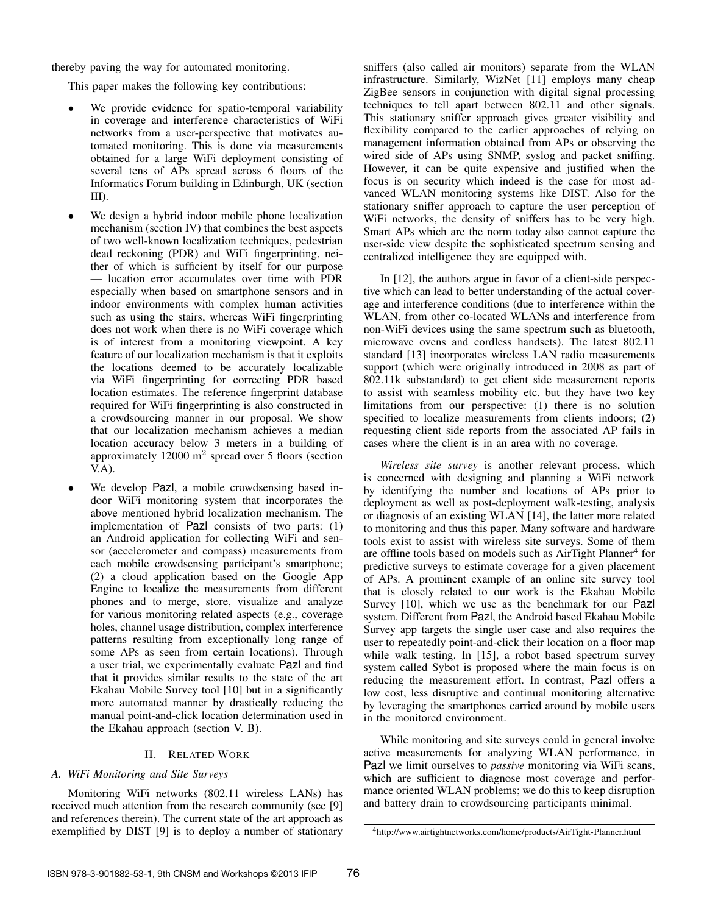thereby paving the way for automated monitoring.

This paper makes the following key contributions:

- We provide evidence for spatio-temporal variability in coverage and interference characteristics of WiFi networks from a user-perspective that motivates automated monitoring. This is done via measurements obtained for a large WiFi deployment consisting of several tens of APs spread across 6 floors of the Informatics Forum building in Edinburgh, UK (section III).
- We design a hybrid indoor mobile phone localization mechanism (section IV) that combines the best aspects of two well-known localization techniques, pedestrian dead reckoning (PDR) and WiFi fingerprinting, neither of which is sufficient by itself for our purpose — location error accumulates over time with PDR especially when based on smartphone sensors and in indoor environments with complex human activities such as using the stairs, whereas WiFi fingerprinting does not work when there is no WiFi coverage which is of interest from a monitoring viewpoint. A key feature of our localization mechanism is that it exploits the locations deemed to be accurately localizable via WiFi fingerprinting for correcting PDR based location estimates. The reference fingerprint database required for WiFi fingerprinting is also constructed in a crowdsourcing manner in our proposal. We show that our localization mechanism achieves a median location accuracy below 3 meters in a building of approximately 12000 $m^2$ spread over 5 floors (section V.A).
- We develop Pazl, a mobile crowdsensing based indoor WiFi monitoring system that incorporates the above mentioned hybrid localization mechanism. The implementation of Pazl consists of two parts: (1) an Android application for collecting WiFi and sensor (accelerometer and compass) measurements from each mobile crowdsensing participant's smartphone; (2) a cloud application based on the Google App Engine to localize the measurements from different phones and to merge, store, visualize and analyze for various monitoring related aspects (e.g., coverage holes, channel usage distribution, complex interference patterns resulting from exceptionally long range of some APs as seen from certain locations). Through a user trial, we experimentally evaluate Pazl and find that it provides similar results to the state of the art Ekahau Mobile Survey tool [10] but in a significantly more automated manner by drastically reducing the manual point-and-click location determination used in the Ekahau approach (section V. B).

## II. Related Work

### A. WiFi Monitoring and Site Surveys

Monitoring WiFi networks (802.11 wireless LANs) has received much attention from the research community (see [9] and references therein). The current state of the art approach as exemplified by DIST [9] is to deploy a number of stationary sniffers (also called air monitors) separate from the WLAN infrastructure. Similarly, WizNet [11] employs many cheap ZigBee sensors in conjunction with digital signal processing techniques to tell apart between 802.11 and other signals. This stationary sniffer approach gives greater visibility and flexibility compared to the earlier approaches of relying on management information obtained from APs or observing the wired side of APs using SNMP, syslog and packet sniffing. However, it can be quite expensive and justified when the focus is on security which indeed is the case for most advanced WLAN monitoring systems like DIST. Also for the stationary sniffer approach to capture the user perception of WiFi networks, the density of sniffers has to be very high. Smart APs which are the norm today also cannot capture the user-side view despite the sophisticated spectrum sensing and centralized intelligence they are equipped with.

In [12], the authors argue in favor of a client-side perspective which can lead to better understanding of the actual coverage and interference conditions (due to interference within the WLAN, from other co-located WLANs and interference from non-WiFi devices using the same spectrum such as bluetooth, microwave ovens and cordless handsets). The latest 802.11 standard [13] incorporates wireless LAN radio measurements support (which were originally introduced in 2008 as part of 802.11k substandard) to get client side measurement reports to assist with seamless mobility etc. but they have two key limitations from our perspective: (1) there is no solution specified to localize measurements from clients indoors; (2) requesting client side reports from the associated AP fails in cases where the client is in an area with no coverage.

*Wireless site survey* is another relevant process, which is concerned with designing and planning a WiFi network by identifying the number and locations of APs prior to deployment as well as post-deployment walk-testing, analysis or diagnosis of an existing WLAN [14], the latter more related to monitoring and thus this paper. Many software and hardware tools exist to assist with wireless site surveys. Some of them are offline tools based on models such as AirTight Planner[4] for predictive surveys to estimate coverage for a given placement of APs. A prominent example of an online site survey tool that is closely related to our work is the Ekahau Mobile Survey [10], which we use as the benchmark for our Pazl system. Different from Pazl, the Android based Ekahau Mobile Survey app targets the single user case and also requires the user to repeatedly point-and-click their location on a floor map while walk testing. In [15], a robot based spectrum survey system called Sybot is proposed where the main focus is on reducing the measurement effort. In contrast, Pazl offers a low cost, less disruptive and continual monitoring alternative by leveraging the smartphones carried around by mobile users in the monitored environment.

While monitoring and site surveys could in general involve active measurements for analyzing WLAN performance, in Pazl we limit ourselves to *passive* monitoring via WiFi scans, which are sufficient to diagnose most coverage and performance oriented WLAN problems; we do this to keep disruption and battery drain to crowdsourcing participants minimal.

[4] http://www.airtightnetworks.com/home/products/AirTight-Planner.html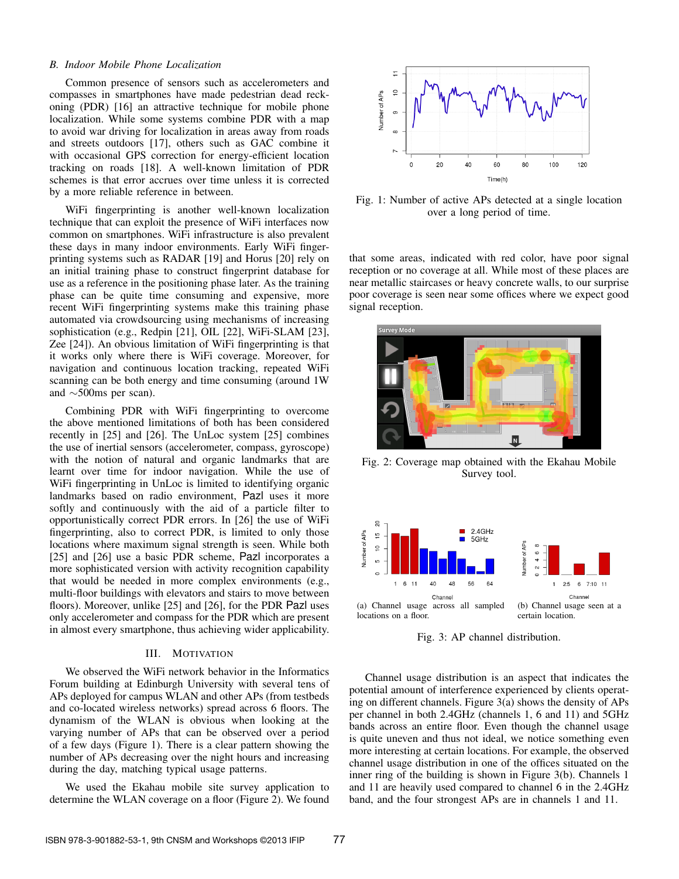## B. Indoor Mobile Phone Localization

Common presence of sensors such as accelerometers and compasses in smartphones have made pedestrian dead reckoning (PDR) [16] an attractive technique for mobile phone localization. While some systems combine PDR with a map to avoid war driving for localization in areas away from roads and streets outdoors [17], others such as GAC combine it with occasional GPS correction for energy-efficient location tracking on roads [18]. A well-known limitation of PDR schemes is that error accrues over time unless it is corrected by a more reliable reference in between.

WiFi fingerprinting is another well-known localization technique that can exploit the presence of WiFi interfaces now common on smartphones. WiFi infrastructure is also prevalent these days in many indoor environments. Early WiFi fingerprinting systems such as RADAR [19] and Horus [20] rely on an initial training phase to construct fingerprint database for use as a reference in the positioning phase later. As the training phase can be quite time consuming and expensive, more recent WiFi fingerprinting systems make this training phase automated via crowdsourcing using mechanisms of increasing sophistication (e.g., Redpin [21], OIL [22], WiFi-SLAM [23], Zee [24]). An obvious limitation of WiFi fingerprinting is that it works only where there is WiFi coverage. Moreover, for navigation and continuous location tracking, repeated WiFi scanning can be both energy and time consuming (around 1W and ∼500ms per scan).

Combining PDR with WiFi fingerprinting to overcome the above mentioned limitations of both has been considered recently in [25] and [26]. The UnLoc system [25] combines the use of inertial sensors (accelerometer, compass, gyroscope) with the notion of natural and organic landmarks that are learnt over time for indoor navigation. While the use of WiFi fingerprinting in UnLoc is limited to identifying organic landmarks based on radio environment, Pazl uses it more softly and continuously with the aid of a particle filter to opportunistically correct PDR errors. In [26] the use of WiFi fingerprinting, also to correct PDR, is limited to only those locations where maximum signal strength is seen. While both [25] and [26] use a basic PDR scheme, Pazl incorporates a more sophisticated version with activity recognition capability that would be needed in more complex environments (e.g., multi-floor buildings with elevators and stairs to move between floors). Moreover, unlike [25] and [26], for the PDR Pazl uses only accelerometer and compass for the PDR which are present in almost every smartphone, thus achieving wider applicability.

## III. Motivation

We observed the WiFi network behavior in the Informatics Forum building at Edinburgh University with several tens of APs deployed for campus WLAN and other APs (from testbeds and co-located wireless networks) spread across 6 floors. The dynamism of the WLAN is obvious when looking at the varying number of APs that can be observed over a period of a few days (Figure 1). There is a clear pattern showing the number of APs decreasing over the night hours and increasing during the day, matching typical usage patterns.

We used the Ekahau mobile site survey application to determine the WLAN coverage on a floor (Figure 2). We found that some areas, indicated with red color, have poor signal reception or no coverage at all. While most of these places are near metallic staircases or heavy concrete walls, to our surprise poor coverage is seen near some offices where we expect good signal reception.

Fig. 1: Number of active APs detected at a single location over a long period of time.

Fig. 2: Coverage map obtained with the Ekahau Mobile Survey tool.

(a) Channel usage across all sampled locations on a floor.

(b) Channel usage seen at a certain location.

Fig. 3: AP channel distribution.

Channel usage distribution is an aspect that indicates the potential amount of interference experienced by clients operating on different channels. Figure 3(a) shows the density of APs per channel in both 2.4GHz (channels 1, 6 and 11) and 5GHz bands across an entire floor. Even though the channel usage is quite uneven and thus not ideal, we notice something even more interesting at certain locations. For example, the observed channel usage distribution in one of the offices situated on the inner ring of the building is shown in Figure 3(b). Channels 1 and 11 are heavily used compared to channel 6 in the 2.4GHz band, and the four strongest APs are in channels 1 and 11.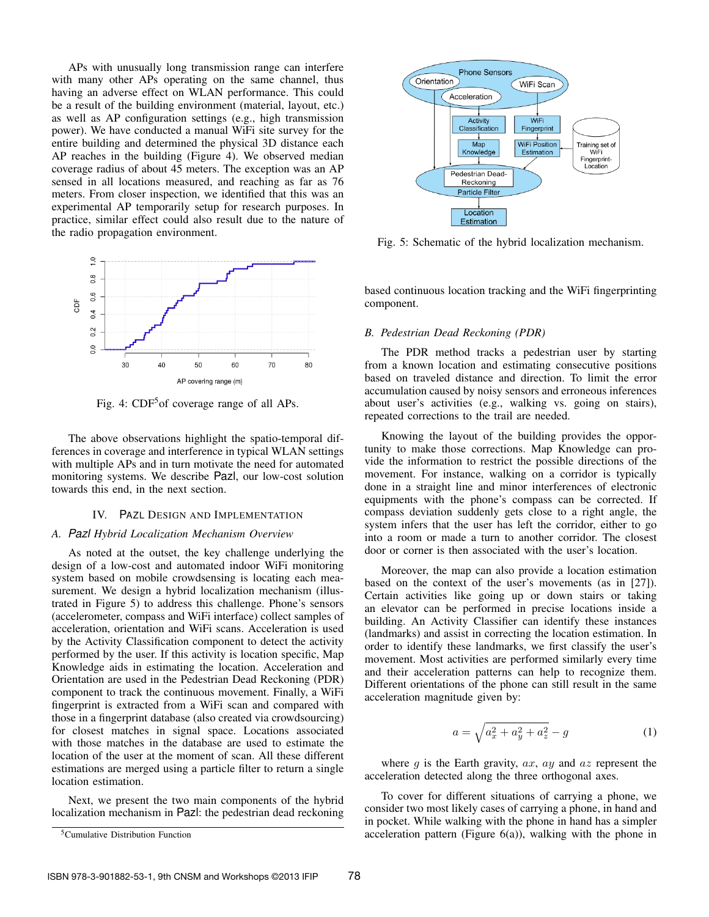APs with unusually long transmission range can interfere with many other APs operating on the same channel, thus having an adverse effect on WLAN performance. This could be a result of the building environment (material, layout, etc.) as well as AP configuration settings (e.g., high transmission power). We have conducted a manual WiFi site survey for the entire building and determined the physical 3D distance each AP reaches in the building (Figure 4). We observed median coverage radius of about 45 meters. The exception was an AP sensed in all locations measured, and reaching as far as 76 meters. From closer inspection, we identified that this was an experimental AP temporarily setup for research purposes. In practice, similar effect could also result due to the nature of the radio propagation environment.

CDF
0.0
0.2
0.4
0.6
0.8
1.0
30
40
50
60
70
80
AP covering range (m)

Fig. 4: CDF[5] of coverage range of all APs.

The above observations highlight the spatio-temporal differences in coverage and interference in typical WLAN settings with multiple APs and in turn motivate the need for automated monitoring systems. We describe Pazl, our low-cost solution towards this end, in the next section.

## IV. Pazl Design and Implementation

### A. *Pazl Hybrid Localization Mechanism Overview*

As noted at the outset, the key challenge underlying the design of a low-cost and automated indoor WiFi monitoring system based on mobile crowdsensing is locating each measurement. We design a hybrid localization mechanism (illustrated in Figure 5) to address this challenge. Phone's sensors (accelerometer, compass and WiFi interface) collect samples of acceleration, orientation and WiFi scans. Acceleration is used by the Activity Classification component to detect the activity performed by the user. If this activity is location specific, Map Knowledge aids in estimating the location. Acceleration and Orientation are used in the Pedestrian Dead Reckoning (PDR) component to track the continuous movement. Finally, a WiFi fingerprint is extracted from a WiFi scan and compared with those in a fingerprint database (also created via crowdsourcing) for closest matches in signal space. Locations associated with those matches in the database are used to estimate the location of the user at the moment of scan. All these different estimations are merged using a particle filter to return a single location estimation.

Next, we present the two main components of the hybrid localization mechanism in Pazl: the pedestrian dead reckoning based continuous location tracking and the WiFi fingerprinting component.

[5] Cumulative Distribution Function

Phone Sensors
Orientation
WiFi Scan
Acceleration
Activity Classification
WiFi Fingerprint
Map Knowledge
WiFi Position Estimation
Training set of WiFi Fingerprint-Location
Pedestrian Dead-Reckoning
Particle Filter
Location Estimation

Fig. 5: Schematic of the hybrid localization mechanism.

### B. *Pedestrian Dead Reckoning (PDR)*

The PDR method tracks a pedestrian user by starting from a known location and estimating consecutive positions based on traveled distance and direction. To limit the error accumulation caused by noisy sensors and erroneous inferences about user's activities (e.g., walking vs. going on stairs), repeated corrections to the trail are needed.

Knowing the layout of the building provides the opportunity to make those corrections. Map Knowledge can provide the information to restrict the possible directions of the movement. For instance, walking on a corridor is typically done in a straight line and minor interferences of electronic equipments with the phone's compass can be corrected. If compass deviation suddenly gets close to a right angle, the system infers that the user has left the corridor, either to go into a room or made a turn to another corridor. The closest door or corner is then associated with the user's location.

Moreover, the map can also provide a location estimation based on the context of the user's movements (as in [27]). Certain activities like going up or down stairs or taking an elevator can be performed in precise locations inside a building. An Activity Classifier can identify these instances (landmarks) and assist in correcting the location estimation. In order to identify these landmarks, we first classify the user's movement. Most activities are performed similarly every time and their acceleration patterns can help to recognize them. Different orientations of the phone can still result in the same acceleration magnitude given by:

$$a = \sqrt{a_x^2 + a_y^2 + a_z^2} - g \tag{1}$$

where $g$ is the Earth gravity, $ax$, $ay$ and $az$ represent the acceleration detected along the three orthogonal axes.

To cover for different situations of carrying a phone, we consider two most likely cases of carrying a phone, in hand and in pocket. While walking with the phone in hand has a simpler acceleration pattern (Figure 6(a)), walking with the phone in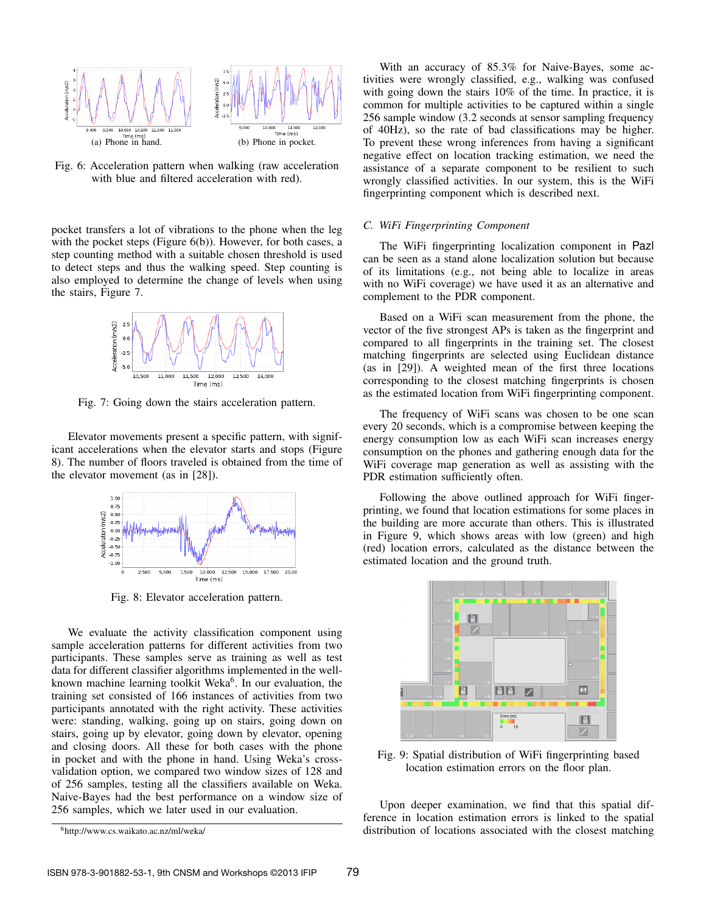Fig. 6: Acceleration pattern when walking (raw acceleration with blue and filtered acceleration with red).

(a) Phone in hand.

(b) Phone in pocket.

pocket transfers a lot of vibrations to the phone when the leg with the pocket steps (Figure 6(b)). However, for both cases, a step counting method with a suitable chosen threshold is used to detect steps and thus the walking speed. Step counting is also employed to determine the change of levels when using the stairs, Figure 7.

Fig. 7: Going down the stairs acceleration pattern.

Elevator movements present a specific pattern, with significant accelerations when the elevator starts and stops (Figure 8). The number of floors traveled is obtained from the time of the elevator movement (as in [28]).

Fig. 8: Elevator acceleration pattern.

We evaluate the activity classification component using sample acceleration patterns for different activities from two participants. These samples serve as training as well as test data for different classifier algorithms implemented in the well-known machine learning toolkit Weka[6]. In our evaluation, the training set consisted of 166 instances of activities from two participants annotated with the right activity. These activities were: standing, walking, going up on stairs, going down on stairs, going up by elevator, going down by elevator, opening and closing doors. All these for both cases with the phone in pocket and with the phone in hand. Using Weka's cross-validation option, we compared two window sizes of 128 and of 256 samples, testing all the classifiers available on Weka. Naive-Bayes had the best performance on a window size of 256 samples, which we later used in our evaluation.

[6] http://www.cs.waikato.ac.nz/ml/weka/

With an accuracy of 85.3% for Naive-Bayes, some activities were wrongly classified, e.g., walking was confused with going down the stairs 10% of the time. In practice, it is common for multiple activities to be captured within a single 256 sample window (3.2 seconds at sensor sampling frequency of 40Hz), so the rate of bad classifications may be higher. To prevent these wrong inferences from having a significant negative effect on location tracking estimation, we need the assistance of a separate component to be resilient to such wrongly classified activities. In our system, this is the WiFi fingerprinting component which is described next.

### C. WiFi Fingerprinting Component

The WiFi fingerprinting localization component in Pazl can be seen as a stand alone localization solution but because of its limitations (e.g., not being able to localize in areas with no WiFi coverage) we have used it as an alternative and complement to the PDR component.

Based on a WiFi scan measurement from the phone, the vector of the five strongest APs is taken as the fingerprint and compared to all fingerprints in the training set. The closest matching fingerprints are selected using Euclidean distance (as in [29]). A weighted mean of the first three locations corresponding to the closest matching fingerprints is chosen as the estimated location from WiFi fingerprinting component.

The frequency of WiFi scans was chosen to be one scan every 20 seconds, which is a compromise between keeping the energy consumption low as each WiFi scan increases energy consumption on the phones and gathering enough data for the WiFi coverage map generation as well as assisting with the PDR estimation sufficiently often.

Following the above outlined approach for WiFi fingerprinting, we found that location estimations for some places in the building are more accurate than others. This is illustrated in Figure 9, which shows areas with low (green) and high (red) location errors, calculated as the distance between the estimated location and the ground truth.

Fig. 9: Spatial distribution of WiFi fingerprinting based location estimation errors on the floor plan.

Upon deeper examination, we find that this spatial difference in location estimation errors is linked to the spatial distribution of locations associated with the closest matching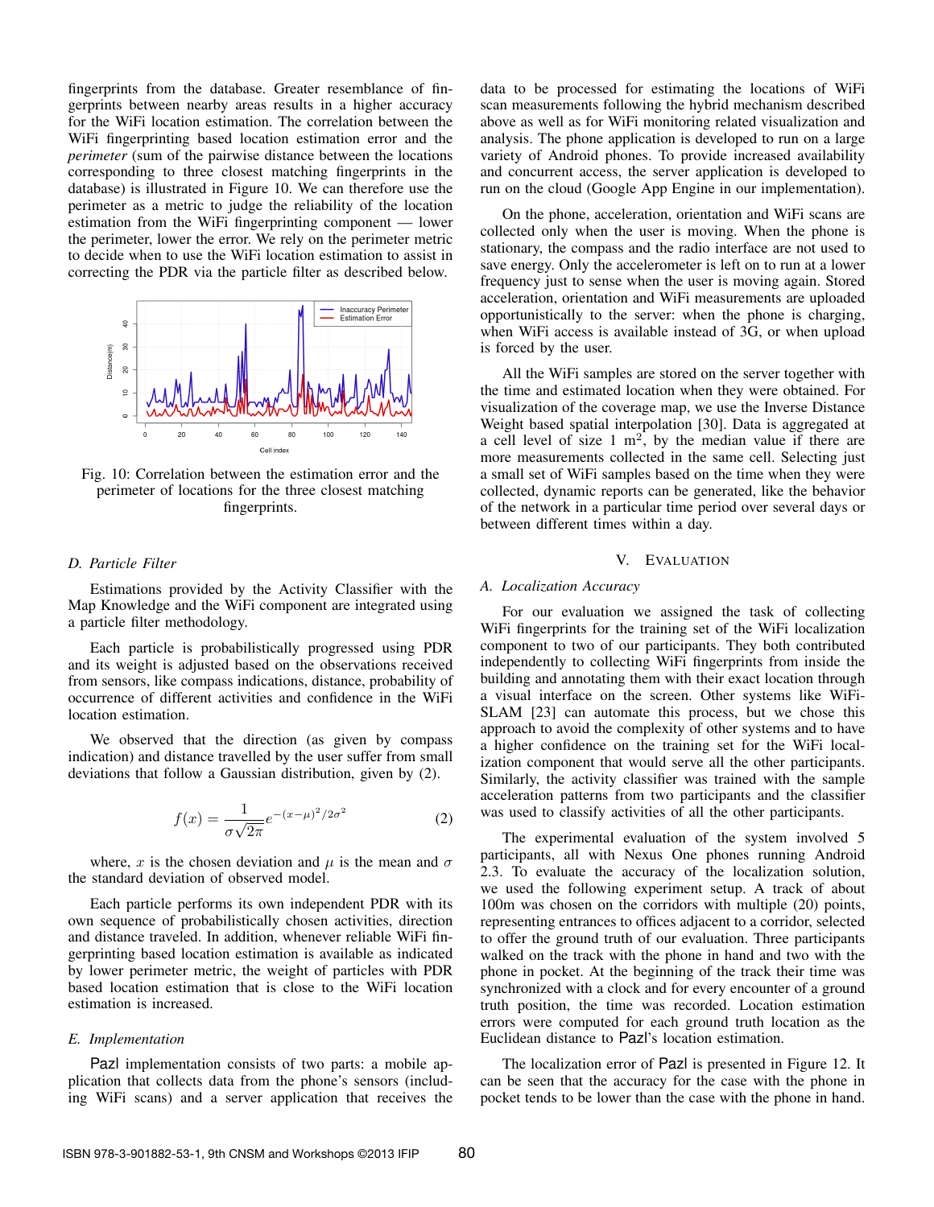fingerprints from the database. Greater resemblance of fingerprints between nearby areas results in a higher accuracy for the WiFi location estimation. The correlation between the WiFi fingerprinting based location estimation error and the *perimeter* (sum of the pairwise distance between the locations corresponding to three closest matching fingerprints in the database) is illustrated in Figure 10. We can therefore use the perimeter as a metric to judge the reliability of the location estimation from the WiFi fingerprinting component — lower the perimeter, lower the error. We rely on the perimeter metric to decide when to use the WiFi location estimation to assist in correcting the PDR via the particle filter as described below.

Inaccuracy Perimeter
Estimation Error
Distance(m)
0 10 20 30 40
0 20 40 60 80 100 120 140
Cell index

Fig. 10: Correlation between the estimation error and the perimeter of locations for the three closest matching fingerprints.

### D. Particle Filter

Estimations provided by the Activity Classifier with the Map Knowledge and the WiFi component are integrated using a particle filter methodology.

Each particle is probabilistically progressed using PDR and its weight is adjusted based on the observations received from sensors, like compass indications, distance, probability of occurrence of different activities and confidence in the WiFi location estimation.

We observed that the direction (as given by compass indication) and distance travelled by the user suffer from small deviations that follow a Gaussian distribution, given by (2).

$$f(x) = \frac{1}{\sigma\sqrt{2\pi}} e^{-(x-\mu)^2/2\sigma^2} \quad (2)$$

where, $x$ is the chosen deviation and $\mu$ is the mean and $\sigma$ the standard deviation of observed model.

Each particle performs its own independent PDR with its own sequence of probabilistically chosen activities, direction and distance traveled. In addition, whenever reliable WiFi fingerprinting based location estimation is available as indicated by lower perimeter metric, the weight of particles with PDR based location estimation that is close to the WiFi location estimation is increased.

### E. Implementation

Pazl implementation consists of two parts: a mobile application that collects data from the phone's sensors (including WiFi scans) and a server application that receives the data to be processed for estimating the locations of WiFi scan measurements following the hybrid mechanism described above as well as for WiFi monitoring related visualization and analysis. The phone application is developed to run on a large variety of Android phones. To provide increased availability and concurrent access, the server application is developed to run on the cloud (Google App Engine in our implementation).

On the phone, acceleration, orientation and WiFi scans are collected only when the user is moving. When the phone is stationary, the compass and the radio interface are not used to save energy. Only the accelerometer is left on to run at a lower frequency just to sense when the user is moving again. Stored acceleration, orientation and WiFi measurements are uploaded opportunistically to the server: when the phone is charging, when WiFi access is available instead of 3G, or when upload is forced by the user.

All the WiFi samples are stored on the server together with the time and estimated location when they were obtained. For visualization of the coverage map, we use the Inverse Distance Weight based spatial interpolation [30]. Data is aggregated at a cell level of size 1 $m^2$, by the median value if there are more measurements collected in the same cell. Selecting just a small set of WiFi samples based on the time when they were collected, dynamic reports can be generated, like the behavior of the network in a particular time period over several days or between different times within a day.

## V. Evaluation

### A. Localization Accuracy

For our evaluation we assigned the task of collecting WiFi fingerprints for the training set of the WiFi localization component to two of our participants. They both contributed independently to collecting WiFi fingerprints from inside the building and annotating them with their exact location through a visual interface on the screen. Other systems like WiFi-SLAM [23] can automate this process, but we chose this approach to avoid the complexity of other systems and to have a higher confidence on the training set for the WiFi localization component that would serve all the other participants. Similarly, the activity classifier was trained with the sample acceleration patterns from two participants and the classifier was used to classify activities of all the other participants.

The experimental evaluation of the system involved 5 participants, all with Nexus One phones running Android 2.3. To evaluate the accuracy of the localization solution, we used the following experiment setup. A track of about 100m was chosen on the corridors with multiple (20) points, representing entrances to offices adjacent to a corridor, selected to offer the ground truth of our evaluation. Three participants walked on the track with the phone in hand and two with the phone in pocket. At the beginning of the track their time was synchronized with a clock and for every encounter of a ground truth position, the time was recorded. Location estimation errors were computed for each ground truth location as the Euclidean distance to Pazl's location estimation.

The localization error of Pazl is presented in Figure 12. It can be seen that the accuracy for the case with the phone in pocket tends to be lower than the case with the phone in hand.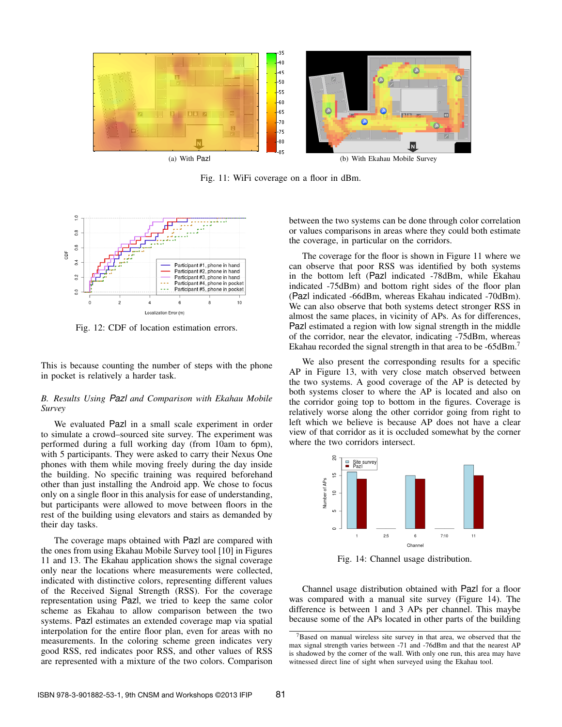(a) With Pazl

(b) With Ekahau Mobile Survey

Fig. 11: WiFi coverage on a floor in dBm.

Fig. 12: CDF of location estimation errors.

This is because counting the number of steps with the phone in pocket is relatively a harder task.

### B. Results Using Pazl and Comparison with Ekahau Mobile Survey

We evaluated Pazl in a small scale experiment in order to simulate a crowd–sourced site survey. The experiment was performed during a full working day (from 10am to 6pm), with 5 participants. They were asked to carry their Nexus One phones with them while moving freely during the day inside the building. No specific training was required beforehand other than just installing the Android app. We chose to focus only on a single floor in this analysis for ease of understanding, but participants were allowed to move between floors in the rest of the building using elevators and stairs as demanded by their day tasks.

The coverage maps obtained with Pazl are compared with the ones from using Ekahau Mobile Survey tool [10] in Figures 11 and 13. The Ekahau application shows the signal coverage only near the locations where measurements were collected, indicated with distinctive colors, representing different values of the Received Signal Strength (RSS). For the coverage representation using Pazl, we tried to keep the same color scheme as Ekahau to allow comparison between the two systems. Pazl estimates an extended coverage map via spatial interpolation for the entire floor plan, even for areas with no measurements. In the coloring scheme green indicates very good RSS, red indicates poor RSS, and other values of RSS are represented with a mixture of the two colors. Comparison between the two systems can be done through color correlation or values comparisons in areas where they could both estimate the coverage, in particular on the corridors.

The coverage for the floor is shown in Figure 11 where we can observe that poor RSS was identified by both systems in the bottom left (Pazl indicated -78dBm, while Ekahau indicated -75dBm) and bottom right sides of the floor plan (Pazl indicated -66dBm, whereas Ekahau indicated -70dBm). We can also observe that both systems detect stronger RSS in almost the same places, in vicinity of APs. As for differences, Pazl estimated a region with low signal strength in the middle of the corridor, near the elevator, indicating -75dBm, whereas Ekahau recorded the signal strength in that area to be -65dBm.[7]

We also present the corresponding results for a specific AP in Figure 13, with very close match observed between the two systems. A good coverage of the AP is detected by both systems closer to where the AP is located and also on the corridor going top to bottom in the figures. Coverage is relatively worse along the other corridor going from right to left which we believe is because AP does not have a clear view of that corridor as it is occluded somewhat by the corner where the two corridors intersect.

Fig. 14: Channel usage distribution.

Channel usage distribution obtained with Pazl for a floor was compared with a manual site survey (Figure 14). The difference is between 1 and 3 APs per channel. This maybe because some of the APs located in other parts of the building

[7]Based on manual wireless site survey in that area, we observed that the max signal strength varies between -71 and -76dBm and that the nearest AP is shadowed by the corner of the wall. With only one run, this area may have witnessed direct line of sight when surveyed using the Ekahau tool.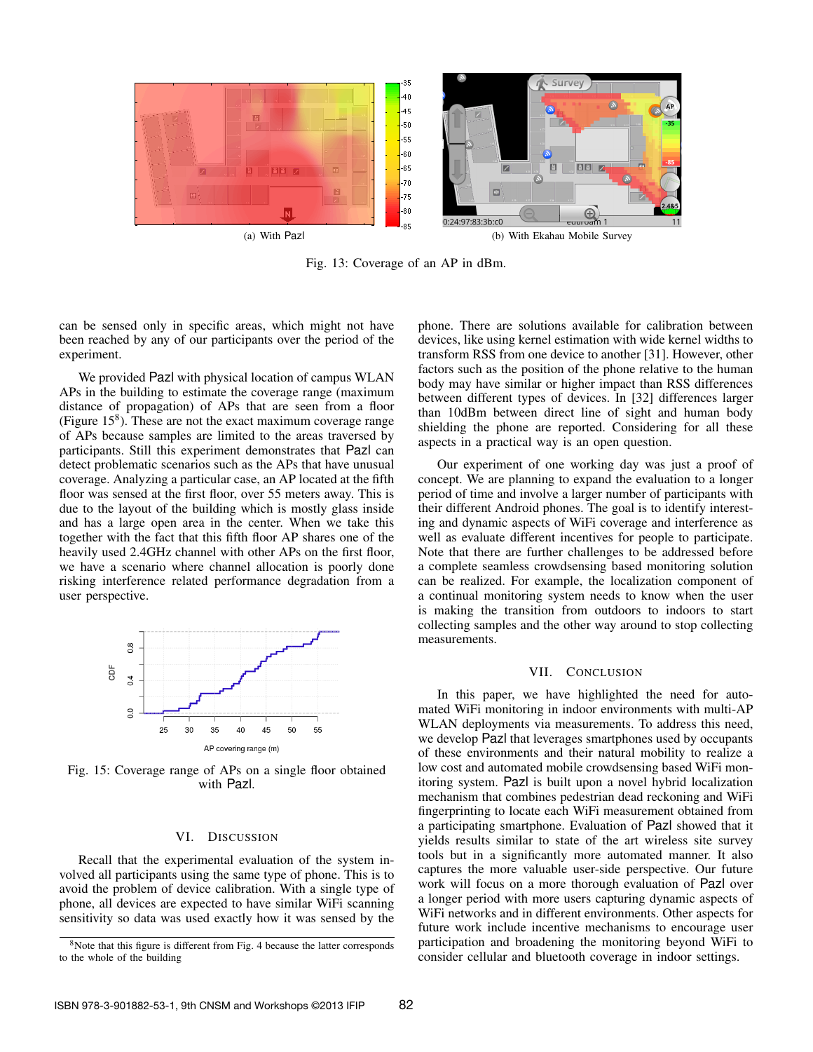(a) With PazI

(b) With Ekahau Mobile Survey

Fig. 13: Coverage of an AP in dBm.

can be sensed only in specific areas, which might not have been reached by any of our participants over the period of the experiment.

We provided PazI with physical location of campus WLAN APs in the building to estimate the coverage range (maximum distance of propagation) of APs that are seen from a floor (Figure 15[8]). These are not the exact maximum coverage range of APs because samples are limited to the areas traversed by participants. Still this experiment demonstrates that PazI can detect problematic scenarios such as the APs that have unusual coverage. Analyzing a particular case, an AP located at the fifth floor was sensed at the first floor, over 55 meters away. This is due to the layout of the building which is mostly glass inside and has a large open area in the center. When we take this together with the fact that this fifth floor AP shares one of the heavily used 2.4GHz channel with other APs on the first floor, we have a scenario where channel allocation is poorly done risking interference related performance degradation from a user perspective.

Fig. 15: Coverage range of APs on a single floor obtained with PazI.

## VI. Discussion

Recall that the experimental evaluation of the system involved all participants using the same type of phone. This is to avoid the problem of device calibration. With a single type of phone, all devices are expected to have similar WiFi scanning sensitivity so data was used exactly how it was sensed by the phone. There are solutions available for calibration between devices, like using kernel estimation with wide kernel widths to transform RSS from one device to another [31]. However, other factors such as the position of the phone relative to the human body may have similar or higher impact than RSS differences between different types of devices. In [32] differences larger than 10dBm between direct line of sight and human body shielding the phone are reported. Considering for all these aspects in a practical way is an open question.

Our experiment of one working day was just a proof of concept. We are planning to expand the evaluation to a longer period of time and involve a larger number of participants with their different Android phones. The goal is to identify interesting and dynamic aspects of WiFi coverage and interference as well as evaluate different incentives for people to participate. Note that there are further challenges to be addressed before a complete seamless crowdsensing based monitoring solution can be realized. For example, the localization component of a continual monitoring system needs to know when the user is making the transition from outdoors to indoors to start collecting samples and the other way around to stop collecting measurements.

## VII. Conclusion

In this paper, we have highlighted the need for automated WiFi monitoring in indoor environments with multi-AP WLAN deployments via measurements. To address this need, we develop PazI that leverages smartphones used by occupants of these environments and their natural mobility to realize a low cost and automated mobile crowdsensing based WiFi monitoring system. PazI is built upon a novel hybrid localization mechanism that combines pedestrian dead reckoning and WiFi fingerprinting to locate each WiFi measurement obtained from a participating smartphone. Evaluation of PazI showed that it yields results similar to state of the art wireless site survey tools but in a significantly more automated manner. It also captures the more valuable user-side perspective. Our future work will focus on a more thorough evaluation of PazI over a longer period with more users capturing dynamic aspects of WiFi networks and in different environments. Other aspects for future work include incentive mechanisms to encourage user participation and broadening the monitoring beyond WiFi to consider cellular and bluetooth coverage in indoor settings.

[8] Note that this figure is different from Fig. 4 because the latter corresponds to the whole of the building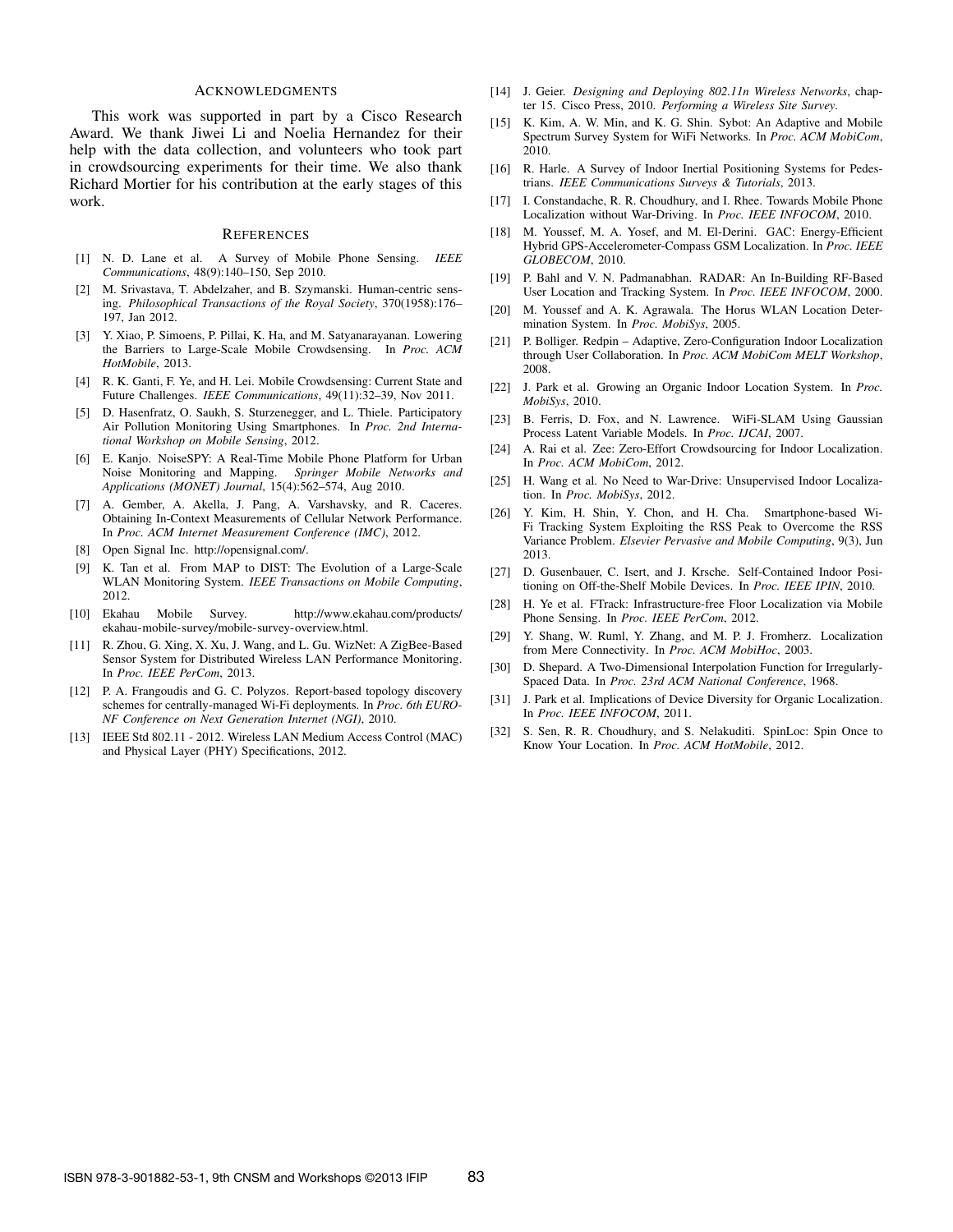## ACKNOWLEDGMENTS

This work was supported in part by a Cisco Research Award. We thank Jiwei Li and Noelia Hernandez for their help with the data collection, and volunteers who took part in crowdsourcing experiments for their time. We also thank Richard Mortier for his contribution at the early stages of this work.

## REFERENCES

- [1] N. D. Lane et al. A Survey of Mobile Phone Sensing. *IEEE Communications*, 48(9):140–150, Sep 2010.
- [2] M. Srivastava, T. Abdelzaher, and B. Szymanski. Human-centric sensing. *Philosophical Transactions of the Royal Society*, 370(1958):176–197, Jan 2012.
- [3] Y. Xiao, P. Simoens, P. Pillai, K. Ha, and M. Satyanarayanan. Lowering the Barriers to Large-Scale Mobile Crowdsensing. In *Proc. ACM HotMobile*, 2013.
- [4] R. K. Ganti, F. Ye, and H. Lei. Mobile Crowdsensing: Current State and Future Challenges. *IEEE Communications*, 49(11):32–39, Nov 2011.
- [5] D. Hasenfratz, O. Saukh, S. Sturzenegger, and L. Thiele. Participatory Air Pollution Monitoring Using Smartphones. In *Proc. 2nd International Workshop on Mobile Sensing*, 2012.
- [6] E. Kanjo. NoiseSPY: A Real-Time Mobile Phone Platform for Urban Noise Monitoring and Mapping. *Springer Mobile Networks and Applications (MONET) Journal*, 15(4):562–574, Aug 2010.
- [7] A. Gember, A. Akella, J. Pang, A. Varshavsky, and R. Caceres. Obtaining In-Context Measurements of Cellular Network Performance. In *Proc. ACM Internet Measurement Conference (IMC)*, 2012.
- [8] Open Signal Inc. http://opensignal.com/.
- [9] K. Tan et al. From MAP to DIST: The Evolution of a Large-Scale WLAN Monitoring System. *IEEE Transactions on Mobile Computing*, 2012.
- [10] Ekahau Mobile Survey. http://www.ekahau.com/products/ekahau-mobile-survey/mobile-survey-overview.html.
- [11] R. Zhou, G. Xing, X. Xu, J. Wang, and L. Gu. WizNet: A ZigBee-Based Sensor System for Distributed Wireless LAN Performance Monitoring. In *Proc. IEEE PerCom*, 2013.
- [12] P. A. Frangoudis and G. C. Polyzos. Report-based topology discovery schemes for centrally-managed Wi-Fi deployments. In *Proc. 6th EURO-NF Conference on Next Generation Internet (NGI)*, 2010.
- [13] IEEE Std 802.11 - 2012. Wireless LAN Medium Access Control (MAC) and Physical Layer (PHY) Specifications, 2012.
- [14] J. Geier. *Designing and Deploying 802.11n Wireless Networks*, chapter 15. Cisco Press, 2010. *Performing a Wireless Site Survey*.
- [15] K. Kim, A. W. Min, and K. G. Shin. Sybot: An Adaptive and Mobile Spectrum Survey System for WiFi Networks. In *Proc. ACM MobiCom*, 2010.
- [16] R. Harle. A Survey of Indoor Inertial Positioning Systems for Pedestrians. *IEEE Communications Surveys & Tutorials*, 2013.
- [17] I. Constandache, R. R. Choudhury, and I. Rhee. Towards Mobile Phone Localization without War-Driving. In *Proc. IEEE INFOCOM*, 2010.
- [18] M. Youssef, M. A. Yosef, and M. El-Derini. GAC: Energy-Efficient Hybrid GPS-Accelerometer-Compass GSM Localization. In *Proc. IEEE GLOBECOM*, 2010.
- [19] P. Bahl and V. N. Padmanabhan. RADAR: An In-Building RF-Based User Location and Tracking System. In *Proc. IEEE INFOCOM*, 2000.
- [20] M. Youssef and A. K. Agrawala. The Horus WLAN Location Determination System. In *Proc. MobiSys*, 2005.
- [21] P. Bolliger. Redpin – Adaptive, Zero-Configuration Indoor Localization through User Collaboration. In *Proc. ACM MobiCom MELT Workshop*, 2008.
- [22] J. Park et al. Growing an Organic Indoor Location System. In *Proc. MobiSys*, 2010.
- [23] B. Ferris, D. Fox, and N. Lawrence. WiFi-SLAM Using Gaussian Process Latent Variable Models. In *Proc. IJCAI*, 2007.
- [24] A. Rai et al. Zee: Zero-Effort Crowdsourcing for Indoor Localization. In *Proc. ACM MobiCom*, 2012.
- [25] H. Wang et al. No Need to War-Drive: Unsupervised Indoor Localization. In *Proc. MobiSys*, 2012.
- [26] Y. Kim, H. Shin, Y. Chon, and H. Cha. Smartphone-based Wi-Fi Tracking System Exploiting the RSS Peak to Overcome the RSS Variance Problem. *Elsevier Pervasive and Mobile Computing*, 9(3), Jun 2013.
- [27] D. Gusenbauer, C. Isert, and J. Krsche. Self-Contained Indoor Positioning on Off-the-Shelf Mobile Devices. In *Proc. IEEE IPIN*, 2010.
- [28] H. Ye et al. FTrack: Infrastructure-free Floor Localization via Mobile Phone Sensing. In *Proc. IEEE PerCom*, 2012.
- [29] Y. Shang, W. Ruml, Y. Zhang, and M. P. J. Fromherz. Localization from Mere Connectivity. In *Proc. ACM MobiHoc*, 2003.
- [30] D. Shepard. A Two-Dimensional Interpolation Function for Irregularly-Spaced Data. In *Proc. 23rd ACM National Conference*, 1968.
- [31] J. Park et al. Implications of Device Diversity for Organic Localization. In *Proc. IEEE INFOCOM*, 2011.
- [32] S. Sen, R. R. Choudhury, and S. Nelakuditi. SpinLoc: Spin Once to Know Your Location. In *Proc. ACM HotMobile*, 2012.